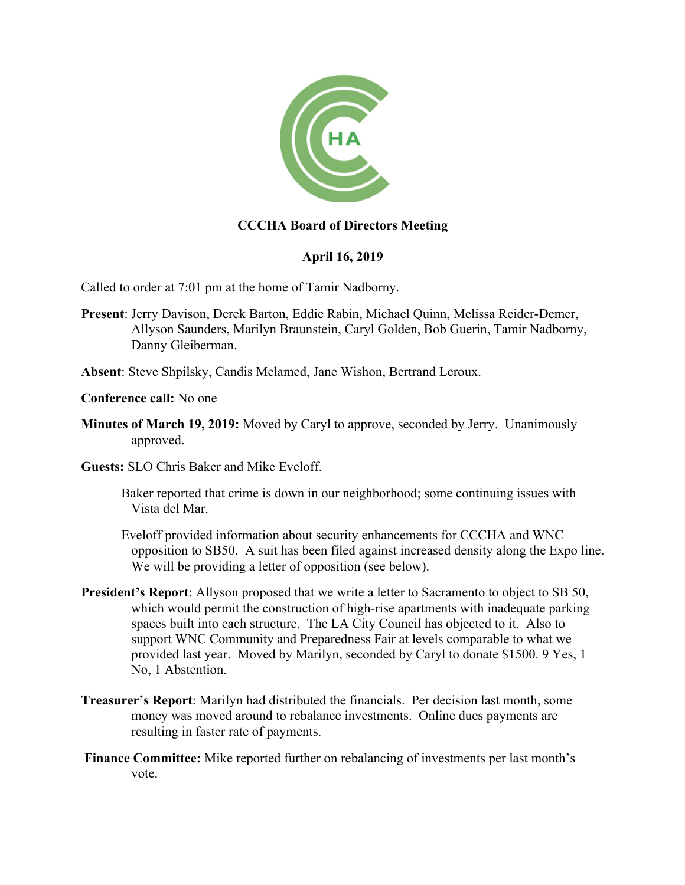**CCCHA Board of Directors Meeting**

**April 16, 2019**

Called to order at 7:01 pm at the home of Tamir Nadborny.

**Present**: Jerry Davison, Derek Barton, Eddie Rabin, Michael Quinn, Melissa Reider-Demer, Allyson Saunders, Marilyn Braunstein, Caryl Golden, Bob Guerin, Tamir Nadborny, Danny Gleiberman.

**Absent**: Steve Shpilsky, Candis Melamed, Jane Wishon, Bertrand Leroux.

**Conference call:** No one

**Minutes of March 19, 2019:** Moved by Caryl to approve, seconded by Jerry. Unanimously approved.

**Guests:** SLO Chris Baker and Mike Eveloff.

Baker reported that crime is down in our neighborhood; some continuing issues with Vista del Mar.

Eveloff provided information about security enhancements for CCCHA and WNC opposition to SB50. A suit has been filed against increased density along the Expo line. We will be providing a letter of opposition (see below).

**President's Report**: Allyson proposed that we write a letter to Sacramento to object to SB 50, which would permit the construction of high-rise apartments with inadequate parking spaces built into each structure. The LA City Council has objected to it. Also to support WNC Community and Preparedness Fair at levels comparable to what we provided last year. Moved by Marilyn, seconded by Caryl to donate $1500. 9 Yes, 1 No, 1 Abstention.

**Treasurer's Report**: Marilyn had distributed the financials. Per decision last month, some money was moved around to rebalance investments. Online dues payments are resulting in faster rate of payments.

**Finance Committee:** Mike reported further on rebalancing of investments per last month's vote.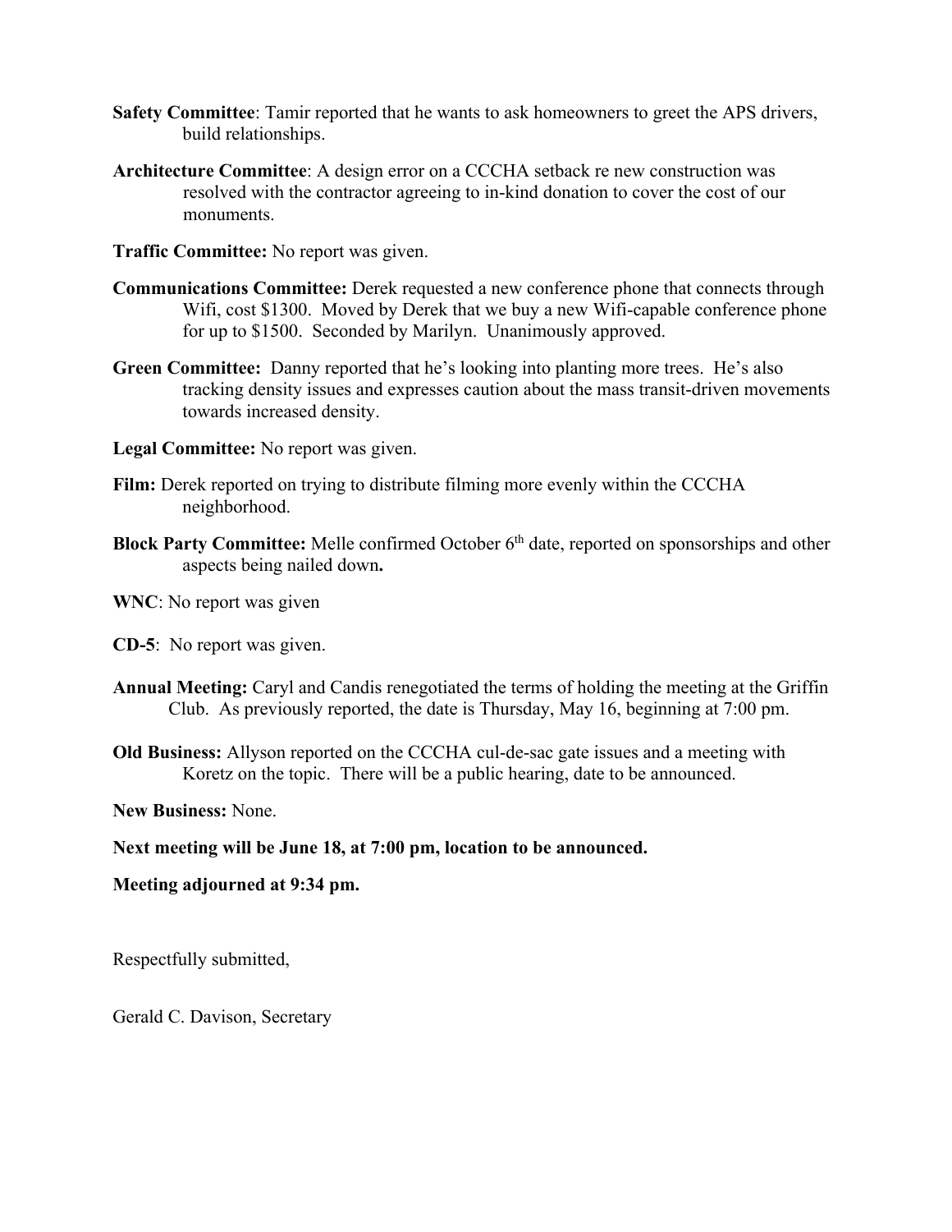**Safety Committee**: Tamir reported that he wants to ask homeowners to greet the APS drivers, build relationships.

**Architecture Committee**: A design error on a CCCHA setback re new construction was resolved with the contractor agreeing to in-kind donation to cover the cost of our monuments.

**Traffic Committee:** No report was given.

**Communications Committee:** Derek requested a new conference phone that connects through Wifi, cost $1300. Moved by Derek that we buy a new Wifi-capable conference phone for up to $1500. Seconded by Marilyn. Unanimously approved.

**Green Committee:** Danny reported that he's looking into planting more trees. He's also tracking density issues and expresses caution about the mass transit-driven movements towards increased density.

**Legal Committee:** No report was given.

**Film:** Derek reported on trying to distribute filming more evenly within the CCCHA neighborhood.

**Block Party Committee:** Melle confirmed October 6th date, reported on sponsorships and other aspects being nailed down**.**

**WNC**: No report was given

**CD-5**: No report was given.

**Annual Meeting:** Caryl and Candis renegotiated the terms of holding the meeting at the Griffin Club. As previously reported, the date is Thursday, May 16, beginning at 7:00 pm.

**Old Business:** Allyson reported on the CCCHA cul-de-sac gate issues and a meeting with Koretz on the topic. There will be a public hearing, date to be announced.

**New Business:** None.

**Next meeting will be June 18, at 7:00 pm, location to be announced.**

**Meeting adjourned at 9:34 pm.**

Respectfully submitted,

Gerald C. Davison, Secretary